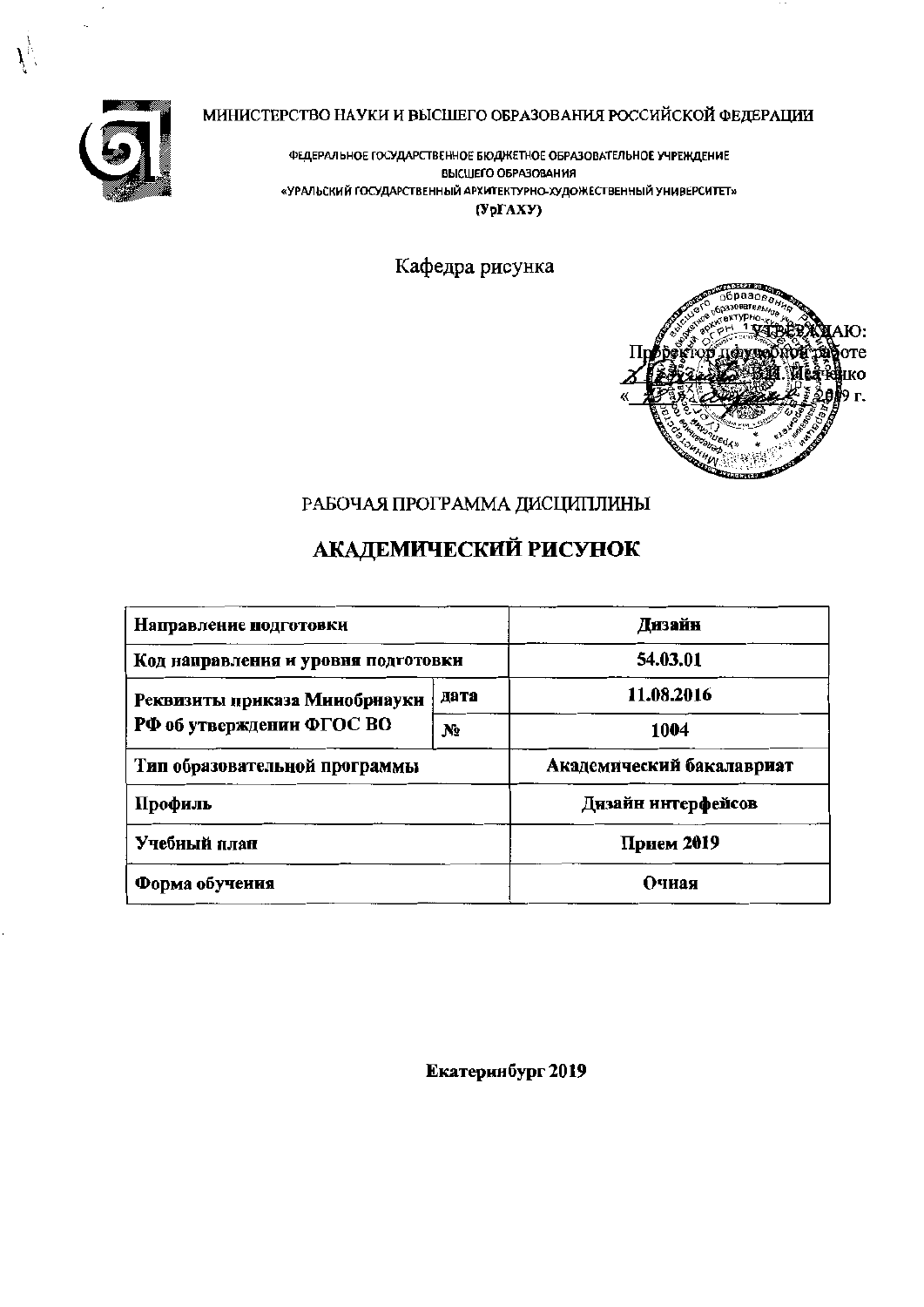МИНИСТЕРСТВО НАУКИ И ВЫСШЕГО ОБРАЗОВАНИЯ РОССИЙСКОЙ ФЕДЕРАЦИИ

ФЕДЕРАЛЬНОЕ ГОСУДАРСТВЕННОЕ БЮДЖЕТНОЕ ОБРАЗОВАТЕЛЬНОЕ УЧРЕЖДЕНИЕ
ВЫСШЕГО ОБРАЗОВАНИЯ
«УРАЛЬСКИЙ ГОСУДАРСТВЕННЫЙ АРХИТЕКТУРНО-ХУДОЖЕСТВЕННЫЙ УНИВЕРСИТЕТ»
(УрГАХУ)

Кафедра рисунка

УТВЕРЖДАЮ:
Проректор по учебной работе
_________ В.И. Исаченко
«___» ________ 2019 г.

РАБОЧАЯ ПРОГРАММА ДИСЦИПЛИНЫ

# АКАДЕМИЧЕСКИЙ РИСУНОК

| **Направление подготовки** | | **Дизайн** |
|---|---|---|
| **Код направления и уровня подготовки** | | **54.03.01** |
| **Реквизиты приказа Минобрнауки РФ об утверждении ФГОС ВО** | **дата** | **11.08.2016** |
| | **№** | **1004** |
| **Тип образовательной программы** | | **Академический бакалавриат** |
| **Профиль** | | **Дизайн интерфейсов** |
| **Учебный план** | | **Прием 2019** |
| **Форма обучения** | | **Очная** |

**Екатеринбург 2019**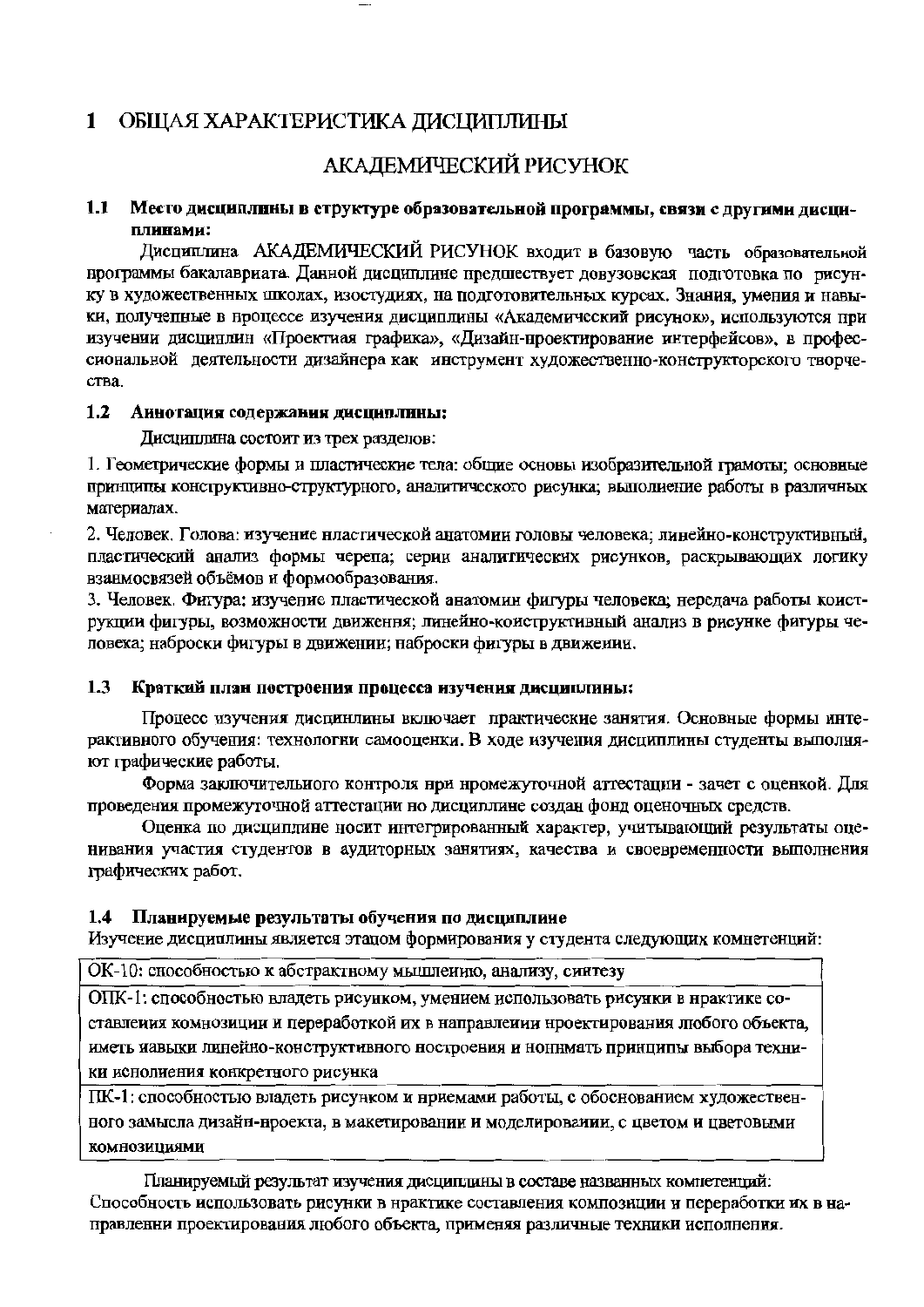# 1 ОБЩАЯ ХАРАКТЕРИСТИКА ДИСЦИПЛИНЫ

## АКАДЕМИЧЕСКИЙ РИСУНОК

### 1.1 Место дисциплины в структуре образовательной программы, связи с другими дисциплинами:

Дисциплина АКАДЕМИЧЕСКИЙ РИСУНОК входит в базовую часть образовательной программы бакалавриата. Данной дисциплине предшествует довузовская подготовка по рисунку в художественных школах, изостудиях, на подготовительных курсах. Знания, умения и навыки, полученные в процессе изучения дисциплины «Академический рисунок», используются при изучении дисциплин «Проектная графика», «Дизайн-проектирование интерфейсов», в профессиональной деятельности дизайнера как инструмент художественно-конструкторского творчества.

### 1.2 Аннотация содержания дисциплины:

Дисциплина состоит из трех разделов:

1. Геометрические формы и пластические тела: общие основы изобразительной грамоты; основные принципы конструктивно-структурного, аналитического рисунка; выполнение работы в различных материалах.

2. Человек. Голова: изучение пластической анатомии головы человека; линейно-конструктивный, пластический анализ формы черепа; серии аналитических рисунков, раскрывающих логику взаимосвязей объёмов и формообразования.

3. Человек. Фигура: изучение пластической анатомии фигуры человека; передача работы конструкции фигуры, возможности движения; линейно-конструктивный анализ в рисунке фигуры человека; наброски фигуры в движении; наброски фигуры в движении.

### 1.3 Краткий план построения процесса изучения дисциплины:

Процесс изучения дисциплины включает практические занятия. Основные формы интерактивного обучения: технологии самооценки. В ходе изучения дисциплины студенты выполняют графические работы.

Форма заключительного контроля при промежуточной аттестации - зачет с оценкой. Для проведения промежуточной аттестации по дисциплине создан фонд оценочных средств.

Оценка по дисциплине носит интегрированный характер, учитывающий результаты оценивания участия студентов в аудиторных занятиях, качества и своевременности выполнения графических работ.

### 1.4 Планируемые результаты обучения по дисциплине

Изучение дисциплины является этапом формирования у студента следующих компетенций:

| |
|---|
| ОК-10: способностью к абстрактному мышлению, анализу, синтезу |
| ОПК-1: способностью владеть рисунком, умением использовать рисунки в практике составления композиции и переработкой их в направлении проектирования любого объекта, иметь навыки линейно-конструктивного построения и понимать принципы выбора техники исполнения конкретного рисунка |
| ПК-1: способностью владеть рисунком и приемами работы, с обоснованием художественного замысла дизайн-проекта, в макетировании и моделировании, с цветом и цветовыми композициями |

Планируемый результат изучения дисциплины в составе названных компетенций: Способность использовать рисунки в практике составления композиции и переработки их в направлении проектирования любого объекта, применяя различные техники исполнения.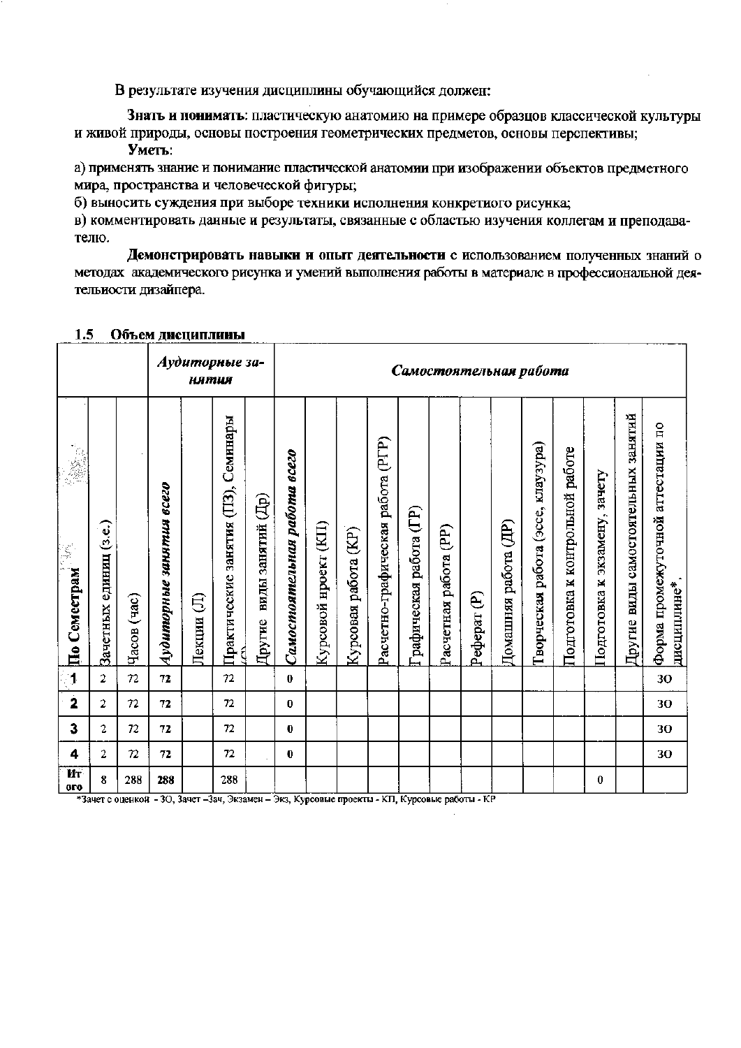В результате изучения дисциплины обучающийся должен:

**Знать и понимать**: пластическую анатомию на примере образцов классической культуры и живой природы, основы построения геометрических предметов, основы перспективы;

**Уметь**:

а) применять знание и понимание пластической анатомии при изображении объектов предметного мира, пространства и человеческой фигуры;

б) выносить суждения при выборе техники исполнения конкретного рисунка;

в) комментировать данные и результаты, связанные с областью изучения коллегам и преподавателю.

**Демонстрировать навыки и опыт деятельности** с использованием полученных знаний о методах академического рисунка и умений выполнения работы в материале в профессиональной деятельности дизайнера.

### 1.5 Объем дисциплины

| | | | *Аудиторные занятия* | | | | *Самостоятельная работа* | | | | | | | | | | | | | |
|---|---|---|---|---|---|---|---|---|---|---|---|---|---|---|---|---|---|---|---|---|
| **По Семестрам** | Зачетных единиц (з.е.) | Часов (час) | ***Аудиторные занятия всего*** | Лекции (Л) | Практические занятия (ПЗ), Семинары (С) | Другие виды занятий (Др) | ***Самостоятельная работа всего*** | Курсовой проект (КП) | Курсовая работа (КР) | Расчетно-графическая работа (РГР) | Графическая работа (ГР) | Расчетная работа (РР) | Реферат (Р) | Домашняя работа (ДР) | Творческая работа (эссе, клаузура) | Подготовка к контрольной работе | Подготовка к экзамену, зачету | Другие виды самостоятельных занятий | Форма промежуточной аттестации по дисциплине* |
| **1** | 2 | 72 | 72 | | 72 | | 0 | | | | | | | | | | | | ЗО |
| **2** | 2 | 72 | 72 | | 72 | | 0 | | | | | | | | | | | | ЗО |
| **3** | 2 | 72 | 72 | | 72 | | 0 | | | | | | | | | | | | ЗО |
| **4** | 2 | 72 | 72 | | 72 | | 0 | | | | | | | | | | | | ЗО |
| **Итого** | 8 | 288 | 288 | | 288 | | | | | | | | | | | | 0 | | |

*Зачет с оценкой - ЗО, Зачет –Зач, Экзамен – Экз, Курсовые проекты - КП, Курсовые работы - КР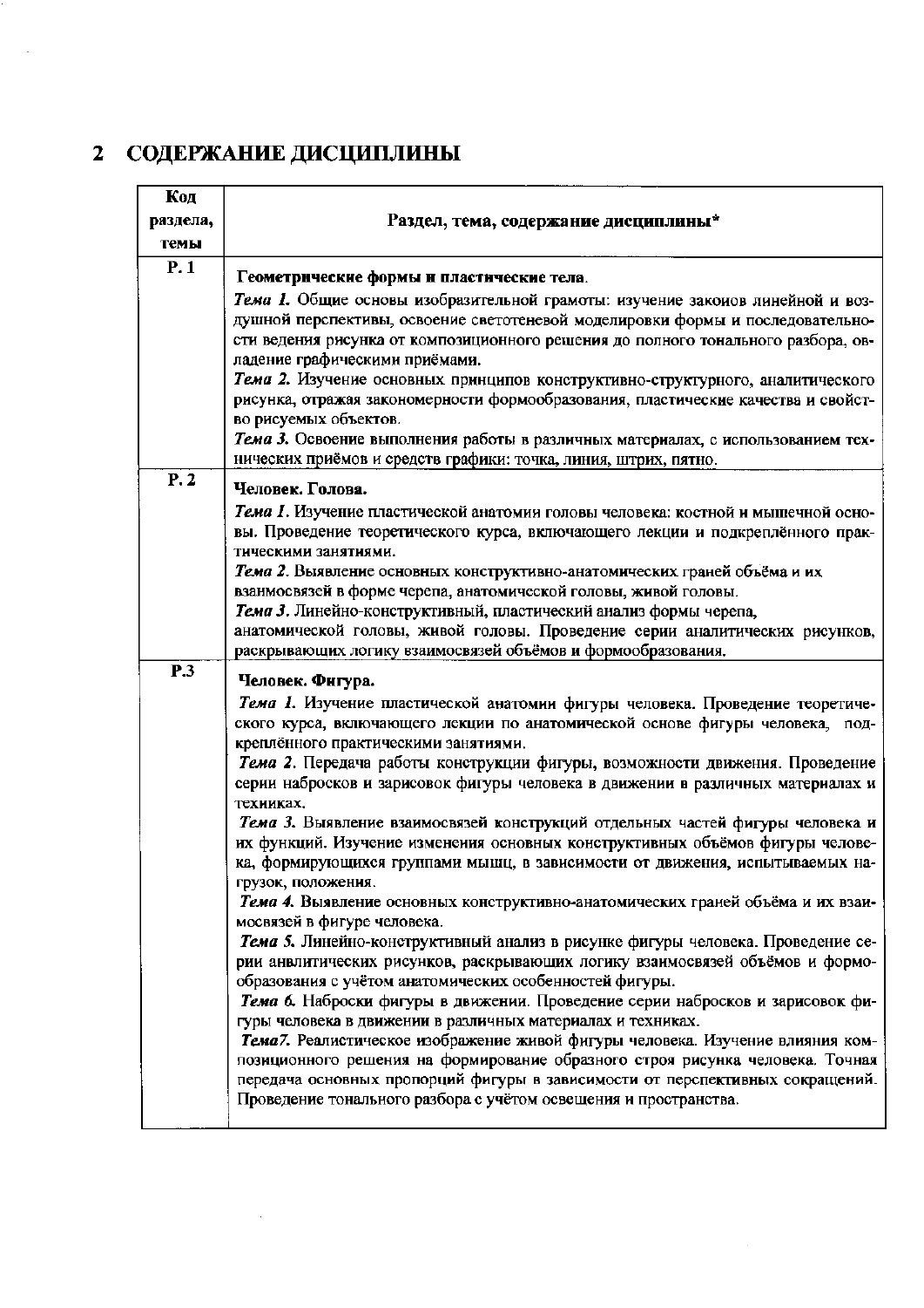## 2 СОДЕРЖАНИЕ ДИСЦИПЛИНЫ

| Код раздела, темы | Раздел, тема, содержание дисциплины* |
|---|---|
| Р. 1 | **Геометрические формы и пластические тела.**<br>***Тема 1.*** Общие основы изобразительной грамоты: изучение законов линейной и воздушной перспективы, освоение светотеневой моделировки формы и последовательности ведения рисунка от композиционного решения до полного тонального разбора, овладение графическими приёмами.<br>***Тема 2.*** Изучение основных принципов конструктивно-структурного, аналитического рисунка, отражая закономерности формообразования, пластические качества и свойство рисуемых объектов.<br>***Тема 3.*** Освоение выполнения работы в различных материалах, с использованием технических приёмов и средств графики: точка, линия, штрих, пятно. |
| Р. 2 | **Человек. Голова.**<br>***Тема 1.*** Изучение пластической анатомии головы человека: костной и мышечной основы. Проведение теоретического курса, включающего лекции и подкреплённого практическими занятиями.<br>***Тема 2.*** Выявление основных конструктивно-анатомических граней объёма и их взаимосвязей в форме черепа, анатомической головы, живой головы.<br>***Тема 3.*** Линейно-конструктивный, пластический анализ формы черепа, анатомической головы, живой головы. Проведение серии аналитических рисунков, раскрывающих логику взаимосвязей объёмов и формообразования. |
| Р.3 | **Человек. Фигура.**<br>***Тема 1.*** Изучение пластической анатомии фигуры человека. Проведение теоретического курса, включающего лекции по анатомической основе фигуры человека, подкреплённого практическими занятиями.<br>***Тема 2.*** Передача работы конструкции фигуры, возможности движения. Проведение серии набросков и зарисовок фигуры человека в движении в различных материалах и техниках.<br>***Тема 3.*** Выявление взаимосвязей конструкций отдельных частей фигуры человека и их функций. Изучение изменения основных конструктивных объёмов фигуры человека, формирующихся группами мышц, в зависимости от движения, испытываемых нагрузок, положения.<br>***Тема 4.*** Выявление основных конструктивно-анатомических граней объёма и их взаимосвязей в фигуре человека.<br>***Тема 5.*** Линейно-конструктивный анализ в рисунке фигуры человека. Проведение серии анвлитических рисунков, раскрывающих логику взаимосвязей объёмов и формообразования с учётом анатомических особенностей фигуры.<br>***Тема 6.*** Наброски фигуры в движении. Проведение серии набросков и зарисовок фигуры человека в движении в различных материалах и техниках.<br>***Тема7.*** Реалистическое изображение живой фигуры человека. Изучение влияния композиционного решения на формирование образного строя рисунка человека. Точная передача основных пропорций фигуры в зависимости от перспективных сокращений. Проведение тонального разбора с учётом освещения и пространства. |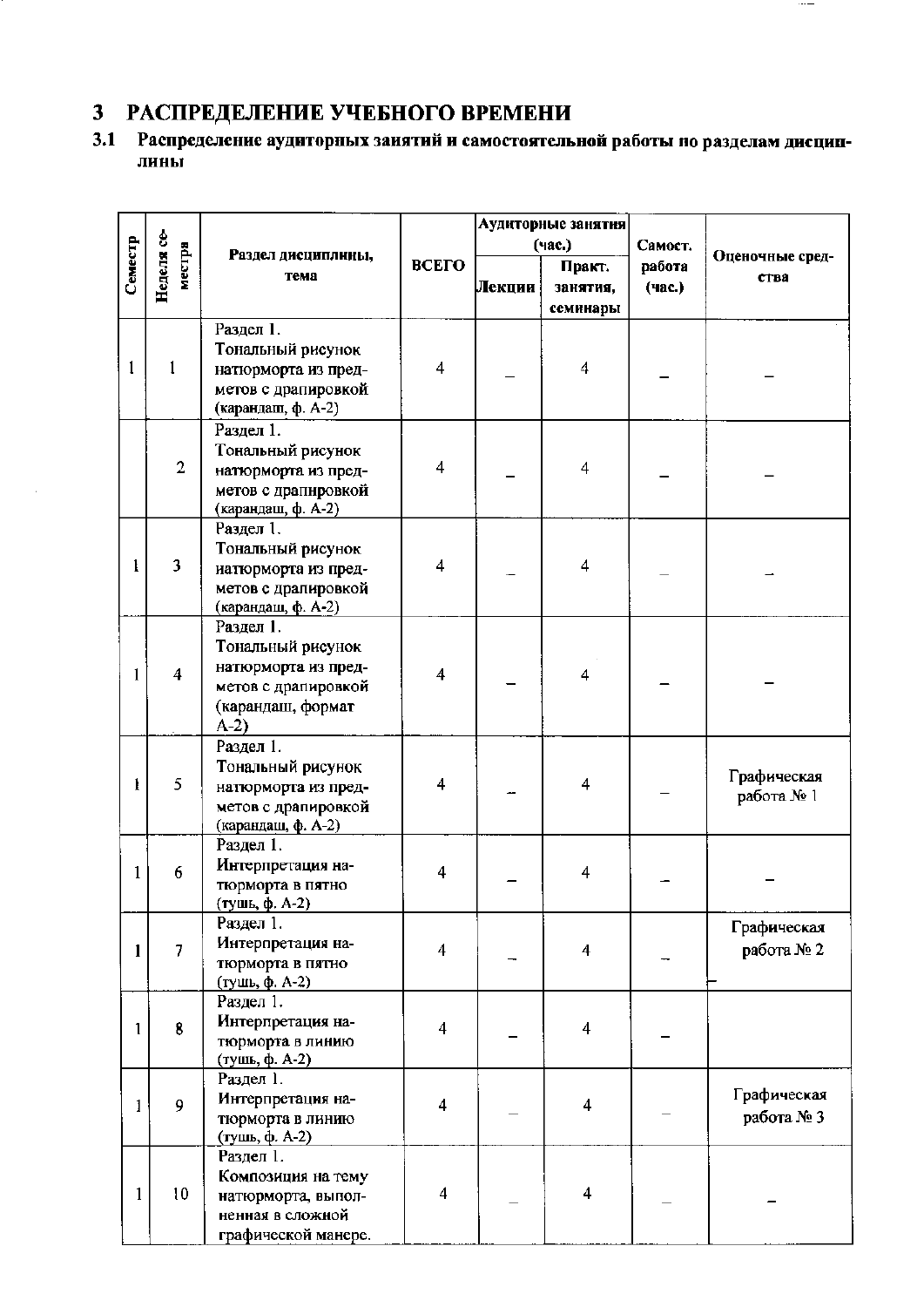# 3 РАСПРЕДЕЛЕНИЕ УЧЕБНОГО ВРЕМЕНИ

## 3.1 Распределение аудиторных занятий и самостоятельной работы по разделам дисциплины

| Семестр | Неделя семестра | Раздел дисциплины, тема | ВСЕГО | Аудиторные занятия (час.) | | Самост. работа (час.) | Оценочные средства |
|---|---|---|---|---|---|---|---|
| | | | | Лекции | Практ. занятия, семинары | | |
| 1 | 1 | Раздел 1. Тональный рисунок натюрморта из предметов с драпировкой (карандаш, ф. А-2) | 4 | – | 4 | – | – |
| | 2 | Раздел 1. Тональный рисунок натюрморта из предметов с драпировкой (карандаш, ф. А-2) | 4 | – | 4 | – | – |
| 1 | 3 | Раздел 1. Тональный рисунок натюрморта из предметов с драпировкой (карандаш, ф. А-2) | 4 | – | 4 | – | – |
| 1 | 4 | Раздел 1. Тональный рисунок натюрморта из предметов с драпировкой (карандаш, формат А-2) | 4 | – | 4 | – | – |
| 1 | 5 | Раздел 1. Тональный рисунок натюрморта из предметов с драпировкой (карандаш, ф. А-2) | 4 | – | 4 | – | Графическая работа № 1 |
| 1 | 6 | Раздел 1. Интерпретация натюрморта в пятно (тушь, ф. А-2) | 4 | – | 4 | – | – |
| 1 | 7 | Раздел 1. Интерпретация натюрморта в пятно (тушь, ф. А-2) | 4 | – | 4 | – | Графическая работа № 2 |
| 1 | 8 | Раздел 1. Интерпретация натюрморта в линию (тушь, ф. А-2) | 4 | – | 4 | – | |
| 1 | 9 | Раздел 1. Интерпретация натюрморта в линию (тушь, ф. А-2) | 4 | – | 4 | – | Графическая работа № 3 |
| 1 | 10 | Раздел 1. Композиция на тему натюрморта, выполненная в сложной графической манере. | 4 | – | 4 | – | – |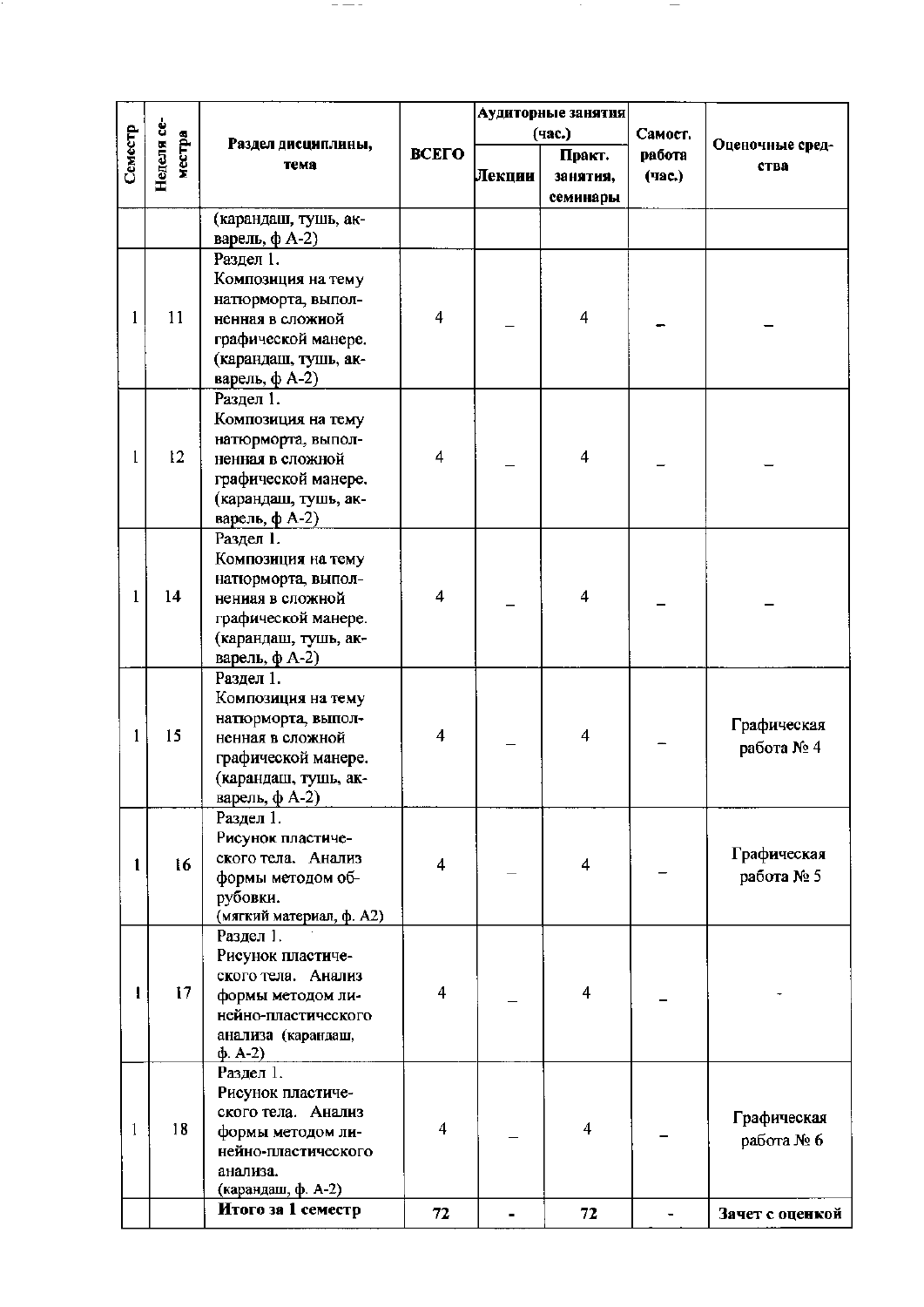| Семестр | Неделя семестра | Раздел дисциплины, тема | ВСЕГО | Аудиторные занятия (час.) | | Самост. работа (час.) | Оценочные средства |
|---|---|---|---|---|---|---|---|
| | | | | Лекции | Практ. занятия, семинары | | |
| | | (карандаш, тушь, акварель, ф А-2) | | | | | |
| 1 | 11 | Раздел 1. Композиция на тему натюрморта, выполненная в сложной графической манере. (карандаш, тушь, акварель, ф А-2) | 4 | _ | 4 | – | – |
| 1 | 12 | Раздел 1. Композиция на тему натюрморта, выполненная в сложной графической манере. (карандаш, тушь, акварель, ф А-2) | 4 | _ | 4 | _ | _ |
| 1 | 14 | Раздел 1. Композиция на тему натюрморта, выполненная в сложной графической манере. (карандаш, тушь, акварель, ф А-2) | 4 | _ | 4 | _ | _ |
| 1 | 15 | Раздел 1. Композиция на тему натюрморта, выполненная в сложной графической манере. (карандаш, тушь, акварель, ф А-2) | 4 | _ | 4 | _ | Графическая работа № 4 |
| 1 | 16 | Раздел 1. Рисунок пластического тела. Анализ формы методом обрубовки. (мягкий материал, ф. А2) | 4 | _ | 4 | _ | Графическая работа № 5 |
| 1 | 17 | Раздел 1. Рисунок пластического тела. Анализ формы методом линейно-пластического анализа (карандаш, ф. А-2) | 4 | _ | 4 | _ | - |
| 1 | 18 | Раздел 1. Рисунок пластического тела. Анализ формы методом линейно-пластического анализа. (карандаш, ф. А-2) | 4 | _ | 4 | _ | Графическая работа № 6 |
| | | **Итого за 1 семестр** | **72** | **-** | **72** | - | **Зачет с оценкой** |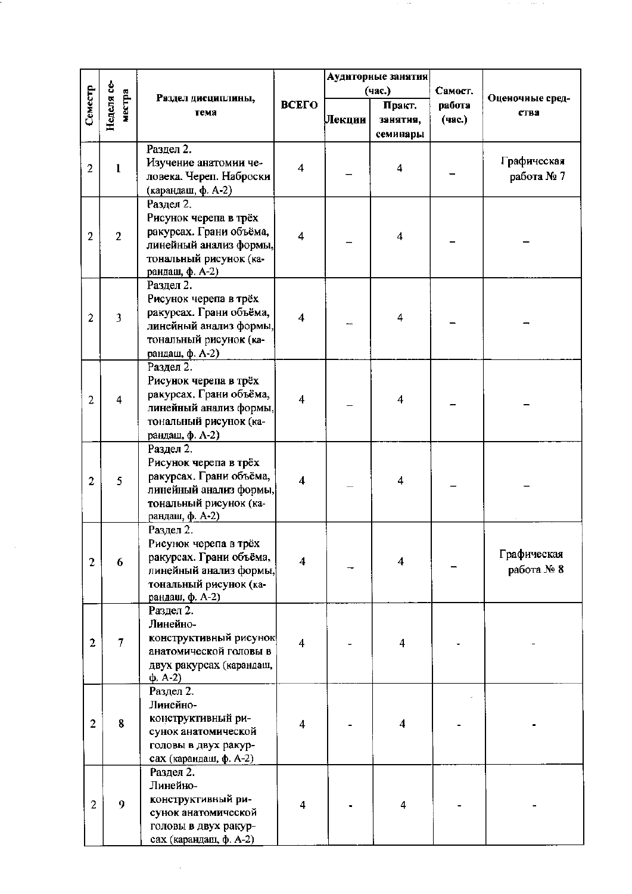| Семестр | Неделя семестра | Раздел дисциплины, тема | ВСЕГО | Аудиторные занятия (час.) | | Самост. работа (час.) | Оценочные средства |
|---|---|---|---|---|---|---|---|
| | | | | Лекции | Практ. занятия, семинары | | |
| 2 | 1 | Раздел 2. Изучение анатомии человека. Череп. Наброски (карандаш, ф. А-2) | 4 | – | 4 | – | Графическая работа № 7 |
| 2 | 2 | Раздел 2. Рисунок черепа в трёх ракурсах. Грани объёма, линейный анализ формы, тональный рисунок (карандаш, ф. А-2) | 4 | – | 4 | – | – |
| 2 | 3 | Раздел 2. Рисунок черепа в трёх ракурсах. Грани объёма, линейный анализ формы, тональный рисунок (карандаш, ф. А-2) | 4 | – | 4 | – | – |
| 2 | 4 | Раздел 2. Рисунок черепа в трёх ракурсах. Грани объёма, линейный анализ формы, тональный рисунок (карандаш, ф. А-2) | 4 | – | 4 | – | – |
| 2 | 5 | Раздел 2. Рисунок черепа в трёх ракурсах. Грани объёма, линейный анализ формы, тональный рисунок (карандаш, ф. А-2) | 4 | – | 4 | – | – |
| 2 | 6 | Раздел 2. Рисунок черепа в трёх ракурсах. Грани объёма, линейный анализ формы, тональный рисунок (карандаш, ф. А-2) | 4 | – | 4 | – | Графическая работа № 8 |
| 2 | 7 | Раздел 2. Линейно-конструктивный рисунок анатомической головы в двух ракурсах (карандаш, ф. А-2) | 4 | - | 4 | - | - |
| 2 | 8 | Раздел 2. Линейно-конструктивный рисунок анатомической головы в двух ракурсах (карандаш, ф. А-2) | 4 | - | 4 | - | - |
| 2 | 9 | Раздел 2. Линейно-конструктивный рисунок анатомической головы в двух ракурсах (карандаш, ф. А-2) | 4 | - | 4 | - | - |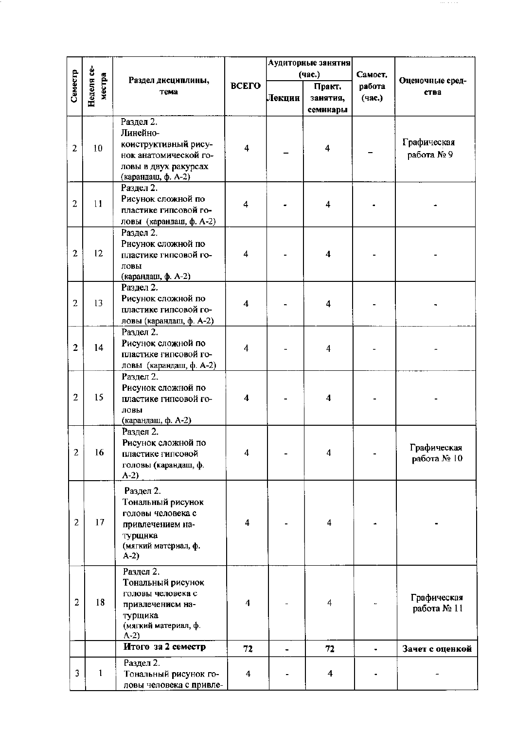| Семестр | Неделя семестра | Раздел дисциплины, тема | ВСЕГО | Аудиторные занятия (час.) | | Самост. работа (час.) | Оценочные средства |
|---|---|---|---|---|---|---|---|
| | | | | Лекции | Практ. занятия, семинары | | |
| 2 | 10 | Раздел 2. Линейно-конструктивный рисунок анатомической головы в двух ракурсах (карандаш, ф. А-2) | 4 | – | 4 | – | Графическая работа № 9 |
| 2 | 11 | Раздел 2. Рисунок сложной по пластике гипсовой головы (карандаш, ф. А-2) | 4 | - | 4 | - | - |
| 2 | 12 | Раздел 2. Рисунок сложной по пластике гипсовой головы (карандаш, ф. А-2) | 4 | - | 4 | - | - |
| 2 | 13 | Раздел 2. Рисунок сложной по пластике гипсовой головы (карандаш, ф. А-2) | 4 | - | 4 | - | - |
| 2 | 14 | Раздел 2. Рисунок сложной по пластике гипсовой головы (карандаш, ф. А-2) | 4 | - | 4 | - | - |
| 2 | 15 | Раздел 2. Рисунок сложной по пластике гипсовой головы (карандаш, ф. А-2) | 4 | - | 4 | - | - |
| 2 | 16 | Раздел 2. Рисунок сложной по пластике гипсовой головы (карандаш, ф. А-2) | 4 | - | 4 | - | Графическая работа № 10 |
| 2 | 17 | Раздел 2. Тональный рисунок головы человека с привлечением натурщика (мягкий материал, ф. А-2) | 4 | - | 4 | - | - |
| 2 | 18 | Раздел 2. Тональный рисунок головы человека с привлечением натурщика (мягкий материал, ф. А-2) | 4 | - | 4 | - | Графическая работа № 11 |
| | | **Итого за 2 семестр** | **72** | **-** | **72** | **-** | **Зачет с оценкой** |
| 3 | 1 | Раздел 2. Тональный рисунок головы человека с привле- | 4 | - | 4 | - | - |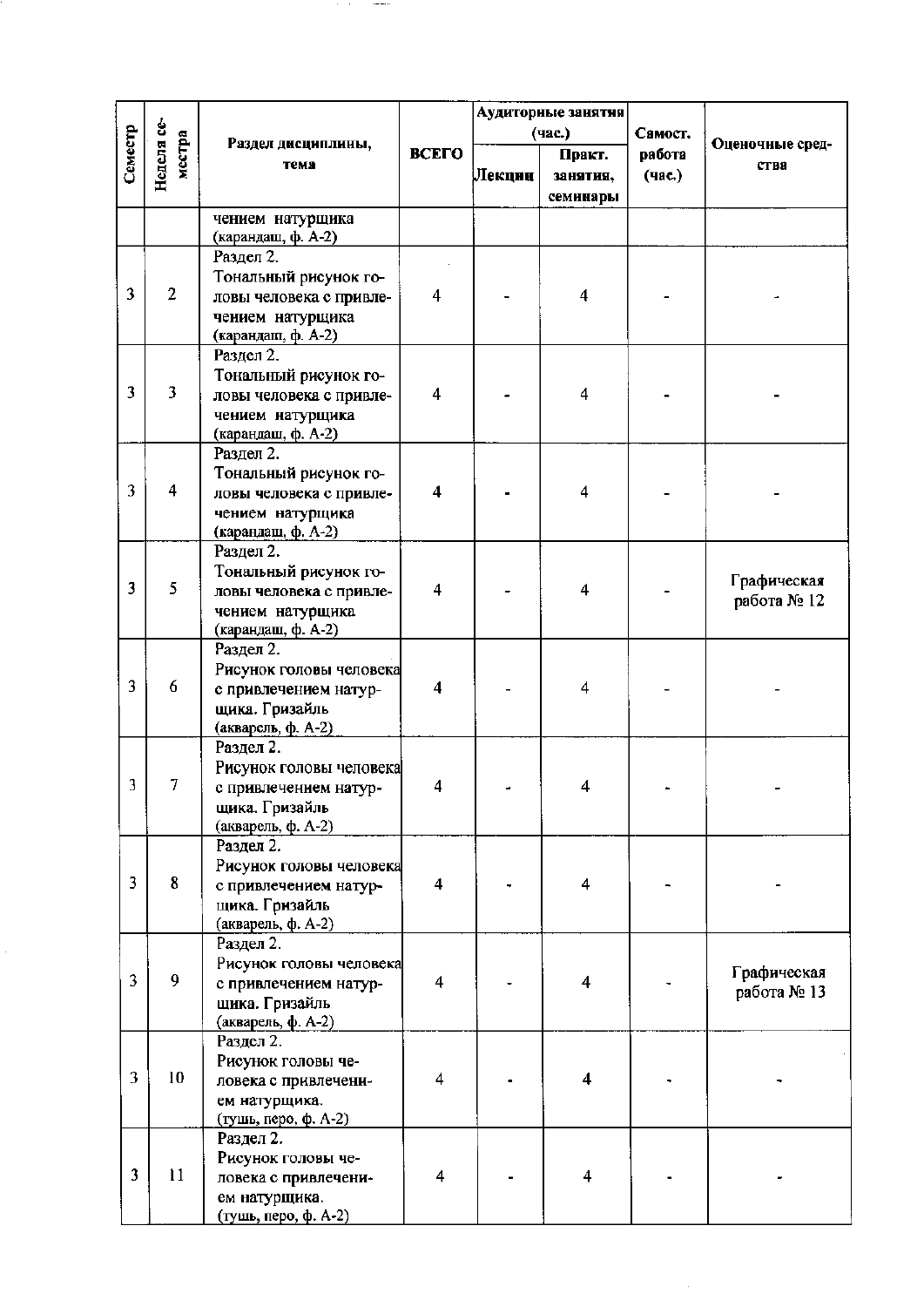| Семестр | Неделя семестра | Раздел дисциплины, тема | ВСЕГО | Аудиторные занятия (час.) | | Самост. работа (час.) | Оценочные средства |
|---|---|---|---|---|---|---|---|
| | | | | Лекции | Практ. занятия, семинары | | |
| | | чением натурщика (карандаш, ф. А-2) | | | | | |
| 3 | 2 | Раздел 2. Тональный рисунок головы человека с привлечением натурщика (карандаш, ф. А-2) | 4 | - | 4 | - | - |
| 3 | 3 | Раздел 2. Тональный рисунок головы человека с привлечением натурщика (карандаш, ф. А-2) | 4 | - | 4 | - | - |
| 3 | 4 | Раздел 2. Тональный рисунок головы человека с привлечением натурщика (карандаш, ф. А-2) | 4 | - | 4 | - | - |
| 3 | 5 | Раздел 2. Тональный рисунок головы человека с привлечением натурщика (карандаш, ф. А-2) | 4 | - | 4 | - | Графическая работа № 12 |
| 3 | 6 | Раздел 2. Рисунок головы человека с привлечением натурщика. Гризайль (акварель, ф. А-2) | 4 | - | 4 | - | - |
| 3 | 7 | Раздел 2. Рисунок головы человека с привлечением натурщика. Гризайль (акварель, ф. А-2) | 4 | - | 4 | - | - |
| 3 | 8 | Раздел 2. Рисунок головы человека с привлечением натурщика. Гризайль (акварель, ф. А-2) | 4 | - | 4 | - | - |
| 3 | 9 | Раздел 2. Рисунок головы человека с привлечением натурщика. Гризайль (акварель, ф. А-2) | 4 | - | 4 | - | Графическая работа № 13 |
| 3 | 10 | Раздел 2. Рисунок головы человека с привлечением натурщика. (тушь, перо, ф. А-2) | 4 | - | 4 | - | - |
| 3 | 11 | Раздел 2. Рисунок головы человека с привлечением натурщика. (тушь, перо, ф. А-2) | 4 | - | 4 | - | - |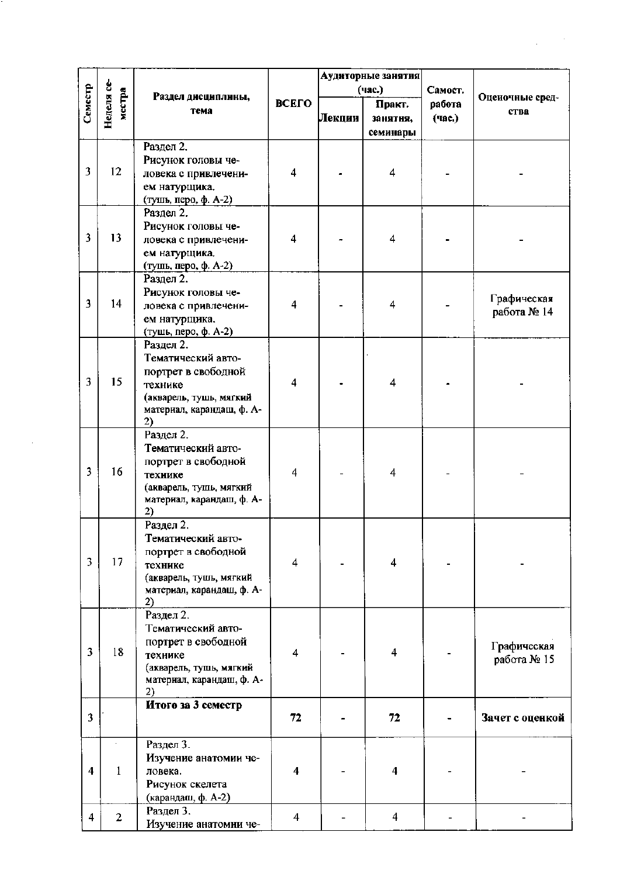| Семестр | Неделя семестра | Раздел дисциплины, тема | ВСЕГО | Аудиторные занятия (час.) | | Самост. работа (час.) | Оценочные средства |
|---|---|---|---|---|---|---|---|
| | | | | Лекции | Практ. занятия, семинары | | |
| 3 | 12 | Раздел 2. Рисунок головы человека с привлечением натурщика. (тушь, перо, ф. А-2) | 4 | - | 4 | - | - |
| 3 | 13 | Раздел 2. Рисунок головы человека с привлечением натурщика. (тушь, перо, ф. А-2) | 4 | - | 4 | - | - |
| 3 | 14 | Раздел 2. Рисунок головы человека с привлечением натурщика. (тушь, перо, ф. А-2) | 4 | - | 4 | - | Графическая работа № 14 |
| 3 | 15 | Раздел 2. Тематический автопортрет в свободной технике (акварель, тушь, мягкий материал, карандаш, ф. А-2) | 4 | - | 4 | - | - |
| 3 | 16 | Раздел 2. Тематический автопортрет в свободной технике (акварель, тушь, мягкий материал, карандаш, ф. А-2) | 4 | - | 4 | - | - |
| 3 | 17 | Раздел 2. Тематический автопортрет в свободной технике (акварель, тушь, мягкий материал, карандаш, ф. А-2) | 4 | - | 4 | - | - |
| 3 | 18 | Раздел 2. Тематический автопортрет в свободной технике (акварель, тушь, мягкий материал, карандаш, ф. А-2) | 4 | - | 4 | - | Графическая работа № 15 |
| 3 | | **Итого за 3 семестр** | **72** | **-** | **72** | **-** | **Зачет с оценкой** |
| 4 | 1 | Раздел 3. Изучение анатомии человека. Рисунок скелета (карандаш, ф. А-2) | 4 | - | 4 | - | - |
| 4 | 2 | Раздел 3. Изучение анатомии че- | 4 | - | 4 | - | - |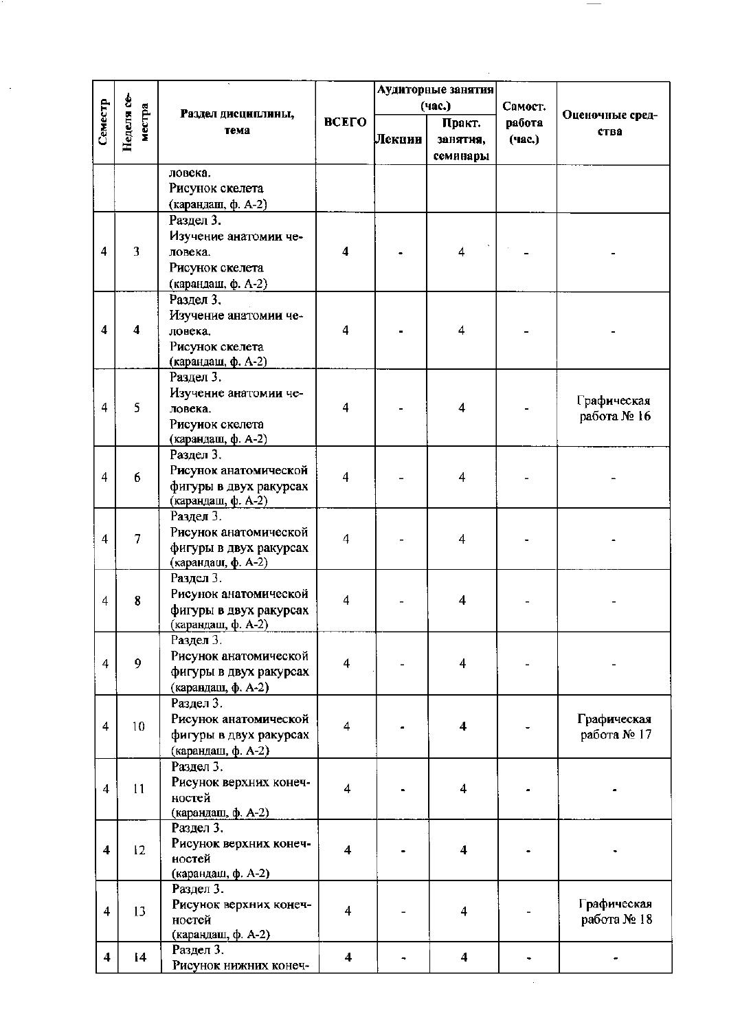| Семестр | Неделя семестра | Раздел дисциплины, тема | ВСЕГО | Аудиторные занятия (час.) | | Самост. работа (час.) | Оценочные средства |
|---|---|---|---|---|---|---|---|
| | | | | Лекции | Практ. занятия, семинары | | |
| | | ловека. Рисунок скелета (карандаш, ф. А-2) | | | | | |
| 4 | 3 | Раздел 3. Изучение анатомии человека. Рисунок скелета (карандаш, ф. А-2) | 4 | - | 4 | - | - |
| 4 | 4 | Раздел 3. Изучение анатомии человека. Рисунок скелета (карандаш, ф. А-2) | 4 | - | 4 | - | - |
| 4 | 5 | Раздел 3. Изучение анатомии человека. Рисунок скелета (карандаш, ф. А-2) | 4 | - | 4 | - | Графическая работа № 16 |
| 4 | 6 | Раздел 3. Рисунок анатомической фигуры в двух ракурсах (карандаш, ф. А-2) | 4 | - | 4 | - | - |
| 4 | 7 | Раздел 3. Рисунок анатомической фигуры в двух ракурсах (карандаш, ф. А-2) | 4 | - | 4 | - | - |
| 4 | 8 | Раздел 3. Рисунок анатомической фигуры в двух ракурсах (карандаш, ф. А-2) | 4 | - | 4 | - | - |
| 4 | 9 | Раздел 3. Рисунок анатомической фигуры в двух ракурсах (карандаш, ф. А-2) | 4 | - | 4 | - | - |
| 4 | 10 | Раздел 3. Рисунок анатомической фигуры в двух ракурсах (карандаш, ф. А-2) | 4 | - | 4 | - | Графическая работа № 17 |
| 4 | 11 | Раздел 3. Рисунок верхних конечностей (карандаш, ф. А-2) | 4 | - | 4 | - | - |
| 4 | 12 | Раздел 3. Рисунок верхних конечностей (карандаш, ф. А-2) | 4 | - | 4 | - | - |
| 4 | 13 | Раздел 3. Рисунок верхних конечностей (карандаш, ф. А-2) | 4 | - | 4 | - | Графическая работа № 18 |
| 4 | 14 | Раздел 3. Рисунок нижних конеч- | 4 | - | 4 | - | - |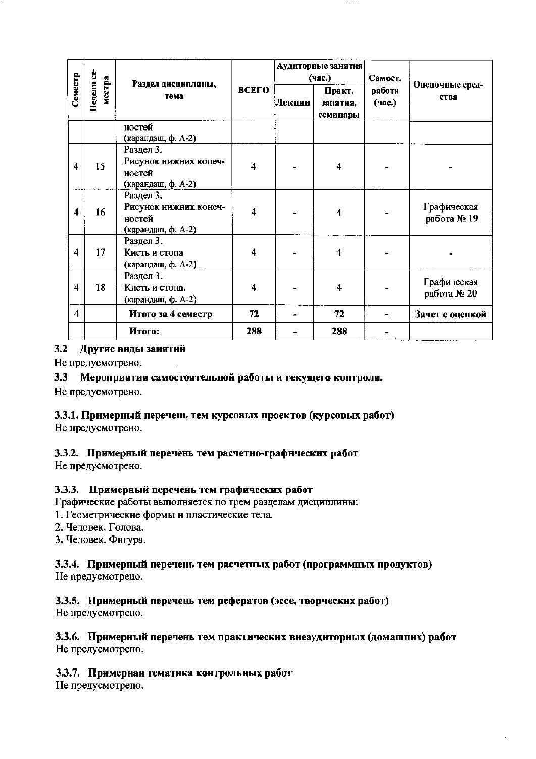| Семестр | Неделя семестра | Раздел дисциплины, тема | ВСЕГО | Аудиторные занятия (час.) | | Самост. работа (час.) | Оценочные средства |
|---|---|---|---|---|---|---|---|
| | | | | Лекции | Практ. занятия, семинары | | |
| | | ностей (карандаш, ф. А-2) | | | | | |
| 4 | 15 | Раздел 3. Рисунок нижних конечностей (карандаш, ф. А-2) | 4 | - | 4 | - | - |
| 4 | 16 | Раздел 3. Рисунок нижних конечностей (карандаш, ф. А-2) | 4 | - | 4 | - | Графическая работа № 19 |
| 4 | 17 | Раздел 3. Кисть и стопа (карандаш, ф. А-2) | 4 | - | 4 | - | - |
| 4 | 18 | Раздел 3. Кисть и стопа. (карандаш, ф. А-2) | 4 | - | 4 | - | Графическая работа № 20 |
| 4 | | **Итого за 4 семестр** | **72** | - | **72** | - | **Зачет с оценкой** |
| | | **Итого:** | **288** | - | **288** | - | |

**3.2 Другие виды занятий**

Не предусмотрено.

**3.3 Мероприятия самостоятельной работы и текущего контроля.**

Не предусмотрено.

**3.3.1. Примерный перечень тем курсовых проектов (курсовых работ)**

Не предусмотрено.

**3.3.2. Примерный перечень тем расчетно-графических работ**

Не предусмотрено.

**3.3.3. Примерный перечень тем графических работ**

Графические работы выполняется по трем разделам дисциплины:

1. Геометрические формы и пластические тела.
2. Человек. Голова.
3. Человек. Фигура.

**3.3.4. Примерный перечень тем расчетных работ (программных продуктов)**

Не предусмотрено.

**3.3.5. Примерный перечень тем рефератов (эссе, творческих работ)**

Не предусмотрено.

**3.3.6. Примерный перечень тем практических внеаудиторных (домашних) работ**

Не предусмотрено.

**3.3.7. Примерная тематика контрольных работ**

Не предусмотрено.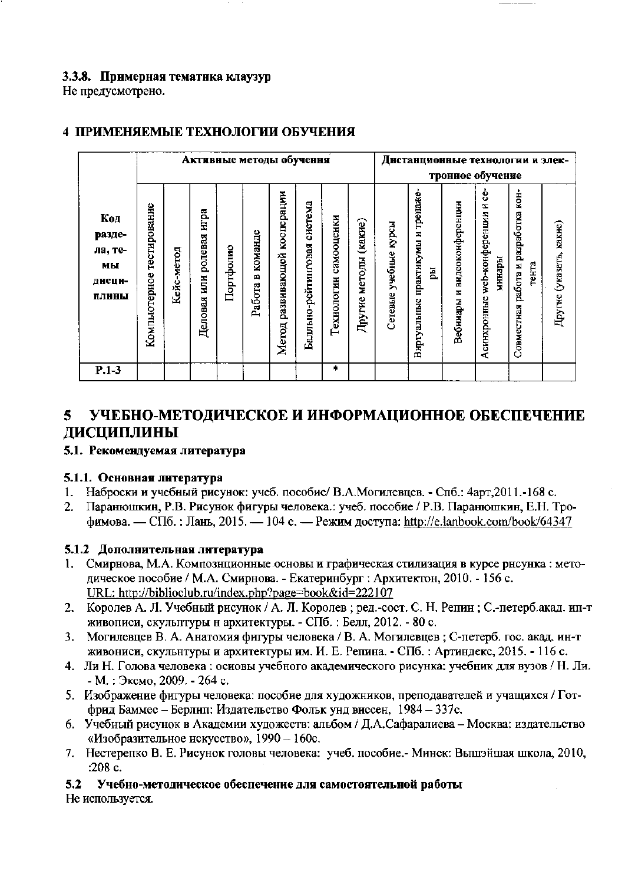### 3.3.8. Примерная тематика клаузур

Не предусмотрено.

## 4 ПРИМЕНЯЕМЫЕ ТЕХНОЛОГИИ ОБУЧЕНИЯ

| Код раздела, темы дисциплины | Активные методы обучения | | | | | | | | | Дистанционные технологии и электронное обучение | | | | | |
|---|---|---|---|---|---|---|---|---|---|---|---|---|---|---|---|
| | Компьютерное тестирование | Кейс-метод | Деловая или ролевая игра | Портфолио | Работа в команде | Метод развивающей кооперации | Балльно-рейтинговая система | Технологии самооценки | Другие методы (какие) | Сетевые учебные курсы | Виртуальные практикумы и тренажеры | Вебинары и видеоконференции | Асинхронные web-конференции и семинары | Совместная работа и разработка контента | Другие (указать, какие) |
| Р.1-3 | | | | | | | | * | | | | | | | |

# 5 УЧЕБНО-МЕТОДИЧЕСКОЕ И ИНФОРМАЦИОННОЕ ОБЕСПЕЧЕНИЕ ДИСЦИПЛИНЫ

### 5.1. Рекомендуемая литература

#### 5.1.1. Основная литература

1. Наброски и учебный рисунок: учеб. пособие/ В.А.Могилевцев. - Спб.: 4арт,2011.-168 с.
2. Паранюшкин, Р.В. Рисунок фигуры человека.: учеб. пособие / Р.В. Паранюшкин, Е.Н. Трофимова. — СПб. : Лань, 2015. — 104 с. — Режим доступа: http://e.lanbook.com/book/64347

#### 5.1.2 Дополнительная литература

1. Смирнова, М.А. Композиционные основы и графическая стилизация в курсе рисунка : методическое пособие / М.А. Смирнова. - Екатеринбург : Архитектон, 2010. - 156 с. URL: http://biblioclub.ru/index.php?page=book&id=222107
2. Королев А. Л. Учебный рисунок / А. Л. Королев ; ред.-сост. С. Н. Репин ; С.-петерб.акад. ин-т живописи, скульптуры и архитектуры. - СПб. : Белл, 2012. - 80 с.
3. Могилевцев В. А. Анатомия фигуры человека / В. А. Могилевцев ; С-петерб. гос. акад. ин-т живописи, скульптуры и архитектуры им. И. Е. Репина. - СПб. : Артиндекс, 2015. - 116 с.
4. Ли Н. Голова человека : основы учебного академического рисунка: учебник для вузов / Н. Ли. - М. : Эксмо, 2009. - 264 с.
5. Изображение фигуры человека: пособие для художников, преподавателей и учащихся / Готфрид Баммес – Берлин: Издательство Фольк унд виссен, 1984 – 337с.
6. Учебный рисунок в Академии художеств: альбом / Д.А.Сафаралиева – Москва: издательство «Изобразительное искусство», 1990 – 160с.
7. Нестеренко В. Е. Рисунок головы человека: учеб. пособие.- Минск: Вышэйшая школа, 2010, :208 с.

### 5.2 Учебно-методическое обеспечение для самостоятельной работы

Не используется.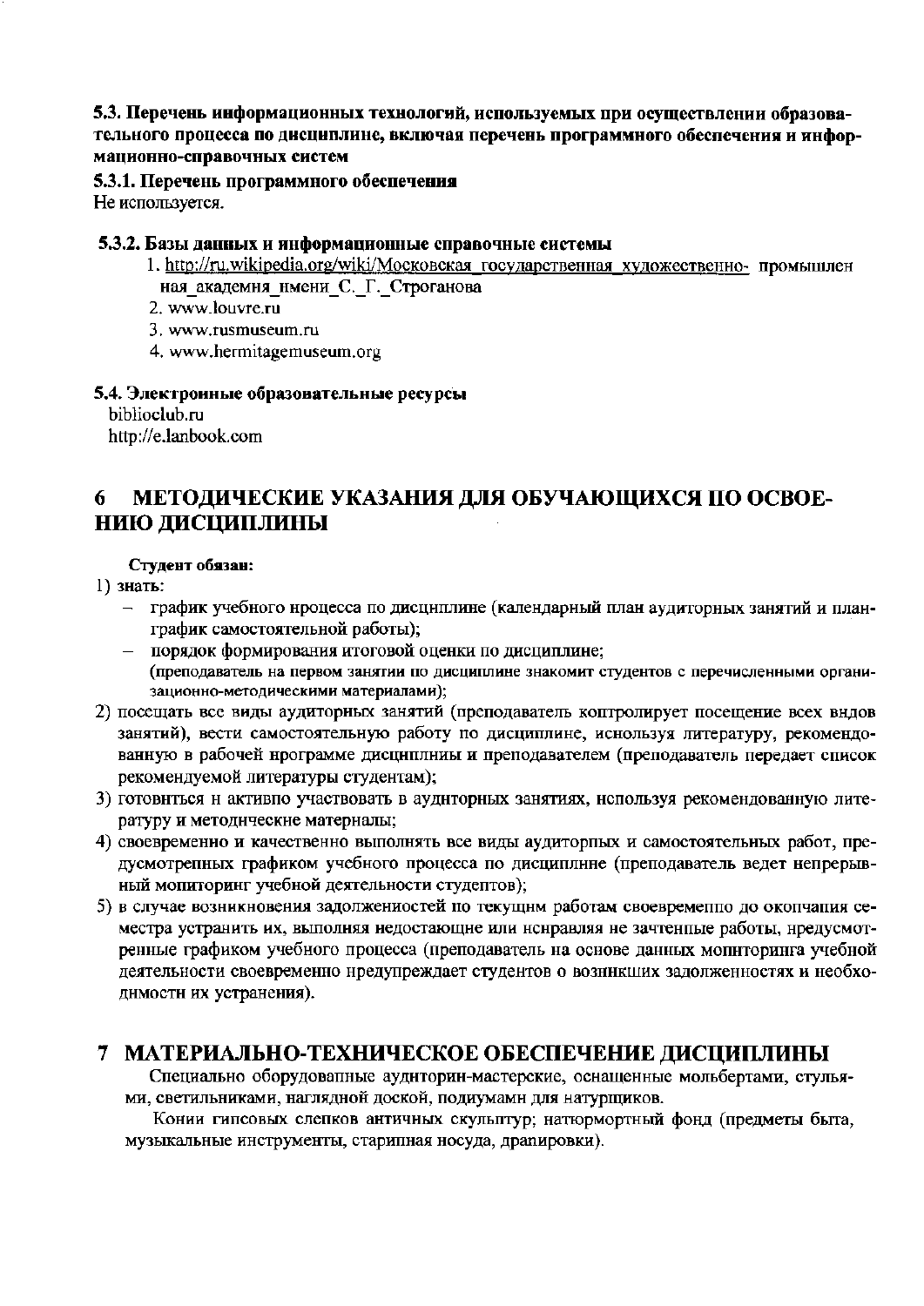**5.3. Перечень информационных технологий, используемых при осуществлении образовательного процесса по дисциплине, включая перечень программного обеспечения и информационно-справочных систем**

**5.3.1. Перечень программного обеспечения**

Не используется.

**5.3.2. Базы данных и информационные справочные системы**

1. http://ru.wikipedia.org/wiki/Московская_государственная_художественно- промышленная_академия_имени_С._Г._Строганова
2. www.louvre.ru
3. www.rusmuseum.ru
4. www.hermitagemuseum.org

**5.4. Электронные образовательные ресурсы**

biblioclub.ru

http://e.lanbook.com

# 6 МЕТОДИЧЕСКИЕ УКАЗАНИЯ ДЛЯ ОБУЧАЮЩИХСЯ ПО ОСВОЕНИЮ ДИСЦИПЛИНЫ

**Студент обязан:**

1) знать:
   - график учебного процесса по дисциплине (календарный план аудиторных занятий и план-график самостоятельной работы);
   - порядок формирования итоговой оценки по дисциплине;

   (преподаватель на первом занятии по дисциплине знакомит студентов с перечисленными организационно-методическими материалами);
2) посещать все виды аудиторных занятий (преподаватель контролирует посещение всех видов занятий), вести самостоятельную работу по дисциплине, используя литературу, рекомендованную в рабочей программе дисциплины и преподавателем (преподаватель передает список рекомендуемой литературы студентам);
3) готовиться и активно участвовать в аудиторных занятиях, используя рекомендованную литературу и методические материалы;
4) своевременно и качественно выполнять все виды аудиторных и самостоятельных работ, предусмотренных графиком учебного процесса по дисциплине (преподаватель ведет непрерывный мониторинг учебной деятельности студентов);
5) в случае возникновения задолженностей по текущим работам своевременно до окончания семестра устранить их, выполняя недостающие или исправляя не зачтенные работы, предусмотренные графиком учебного процесса (преподаватель на основе данных мониторинга учебной деятельности своевременно предупреждает студентов о возникших задолженностях и необходимости их устранения).

# 7 МАТЕРИАЛЬНО-ТЕХНИЧЕСКОЕ ОБЕСПЕЧЕНИЕ ДИСЦИПЛИНЫ

Специально оборудованные аудитории-мастерские, оснащенные мольбертами, стульями, светильниками, наглядной доской, подиумами для натурщиков.

Копии гипсовых слепков античных скульптур; натюрмортный фонд (предметы быта, музыкальные инструменты, старинная посуда, драпировки).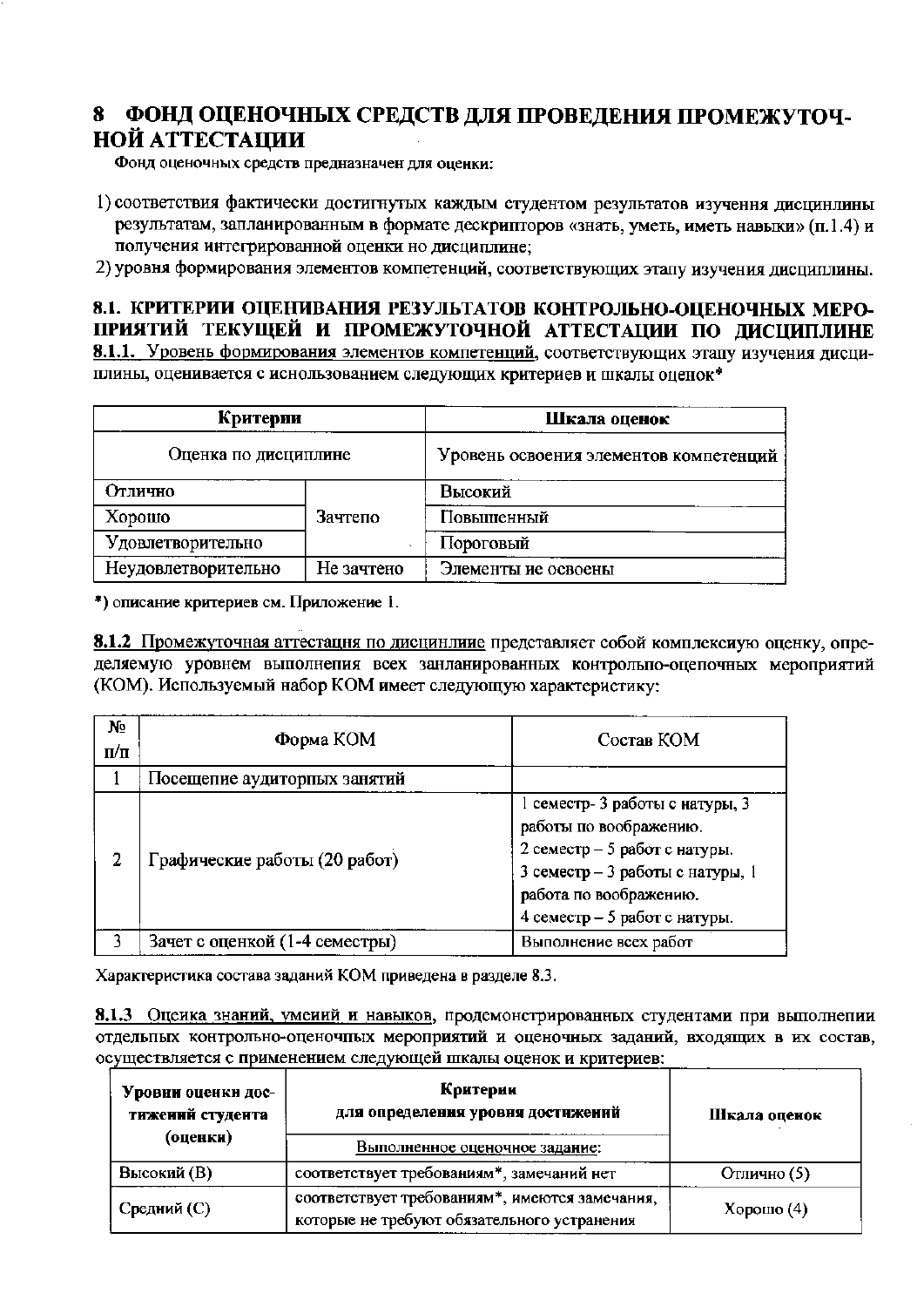# 8 ФОНД ОЦЕНОЧНЫХ СРЕДСТВ ДЛЯ ПРОВЕДЕНИЯ ПРОМЕЖУТОЧНОЙ АТТЕСТАЦИИ

Фонд оценочных средств предназначен для оценки:

1) соответствия фактически достигнутых каждым студентом результатов изучения дисциплины результатам, запланированным в формате дескрипторов «знать, уметь, иметь навыки» (п.1.4) и получения интегрированной оценки по дисциплине;
2) уровня формирования элементов компетенций, соответствующих этапу изучения дисциплины.

## 8.1. КРИТЕРИИ ОЦЕНИВАНИЯ РЕЗУЛЬТАТОВ КОНТРОЛЬНО-ОЦЕНОЧНЫХ МЕРОПРИЯТИЙ ТЕКУЩЕЙ И ПРОМЕЖУТОЧНОЙ АТТЕСТАЦИИ ПО ДИСЦИПЛИНЕ

**8.1.1.** Уровень формирования элементов компетенций, соответствующих этапу изучения дисциплины, оценивается с использованием следующих критериев и шкалы оценок*

| Критерии | | Шкала оценок |
|---|---|---|
| Оценка по дисциплине | | Уровень освоения элементов компетенций |
| Отлично | Зачтено | Высокий |
| Хорошо | | Повышенный |
| Удовлетворительно | | Пороговый |
| Неудовлетворительно | Не зачтено | Элементы не освоены |

*) описание критериев см. Приложение 1.

**8.1.2** Промежуточная аттестация по дисциплине представляет собой комплексную оценку, определяемую уровнем выполнения всех запланированных контрольно-оценочных мероприятий (КОМ). Используемый набор КОМ имеет следующую характеристику:

| № п/п | Форма КОМ | Состав КОМ |
|---|---|---|
| 1 | Посещение аудиторных занятий | |
| 2 | Графические работы (20 работ) | 1 семестр- 3 работы с натуры, 3 работы по воображению.<br>2 семестр – 5 работ с натуры.<br>3 семестр – 3 работы с натуры, 1 работа по воображению.<br>4 семестр – 5 работ с натуры. |
| 3 | Зачет с оценкой (1-4 семестры) | Выполнение всех работ |

Характеристика состава заданий КОМ приведена в разделе 8.3.

**8.1.3** Оценка знаний, умений и навыков, продемонстрированных студентами при выполнении отдельных контрольно-оценочных мероприятий и оценочных заданий, входящих в их состав, осуществляется с применением следующей шкалы оценок и критериев:

| Уровни оценки достижений студента (оценки) | Критерии для определения уровня достижений<br>Выполненное оценочное задание: | Шкала оценок |
|---|---|---|
| Высокий (В) | соответствует требованиям*, замечаний нет | Отлично (5) |
| Средний (С) | соответствует требованиям*, имеются замечания, которые не требуют обязательного устранения | Хорошо (4) |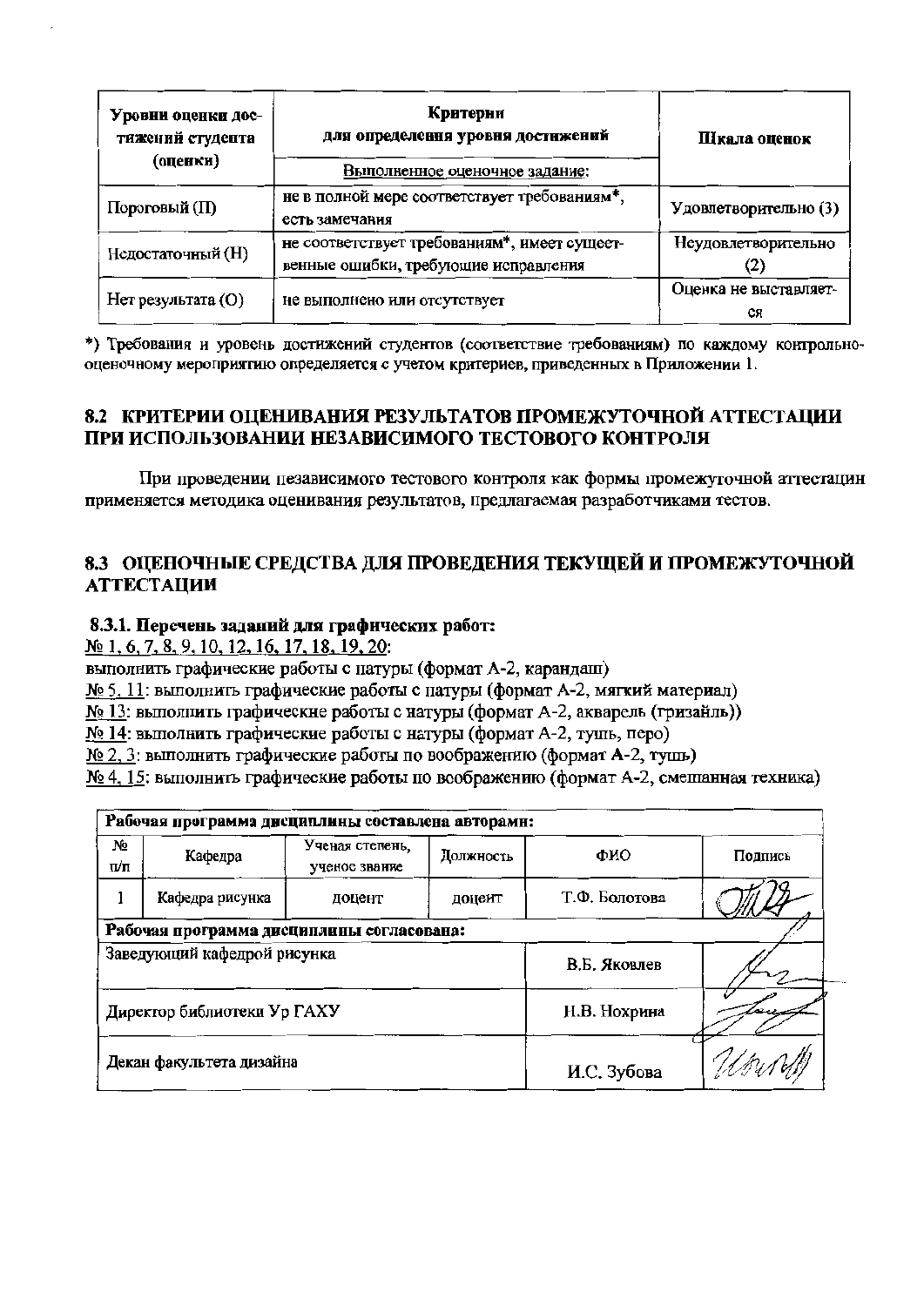| Уровни оценки достижений студента (оценки) | Критерии для определения уровня достижений | Шкала оценок |
|---|---|---|
| | Выполненное оценочное задание: | |
| Пороговый (П) | не в полной мере соответствует требованиям*, есть замечания | Удовлетворительно (3) |
| Недостаточный (Н) | не соответствует требованиям*, имеет существенные ошибки, требующие исправления | Неудовлетворительно (2) |
| Нет результата (О) | не выполнено или отсутствует | Оценка не выставляется |

*) Требования и уровень достижений студентов (соответствие требованиям) по каждому контрольно-оценочному мероприятию определяется с учетом критериев, приведенных в Приложении 1.

## 8.2 КРИТЕРИИ ОЦЕНИВАНИЯ РЕЗУЛЬТАТОВ ПРОМЕЖУТОЧНОЙ АТТЕСТАЦИИ ПРИ ИСПОЛЬЗОВАНИИ НЕЗАВИСИМОГО ТЕСТОВОГО КОНТРОЛЯ

При проведении независимого тестового контроля как формы промежуточной аттестации применяется методика оценивания результатов, предлагаемая разработчиками тестов.

## 8.3 ОЦЕНОЧНЫЕ СРЕДСТВА ДЛЯ ПРОВЕДЕНИЯ ТЕКУЩЕЙ И ПРОМЕЖУТОЧНОЙ АТТЕСТАЦИИ

### 8.3.1. Перечень заданий для графических работ:

№ 1, 6, 7, 8, 9, 10, 12, 16, 17, 18, 19, 20:
выполнить графические работы с натуры (формат А-2, карандаш)
№ 5, 11: выполнить графические работы с натуры (формат А-2, мягкий материал)
№ 13: выполнить графические работы с натуры (формат А-2, акварель (гризайль))
№ 14: выполнить графические работы с натуры (формат А-2, тушь, перо)
№ 2, 3: выполнить графические работы по воображению (формат А-2, тушь)
№ 4, 15: выполнить графические работы по воображению (формат А-2, смешанная техника)

| **Рабочая программа дисциплины составлена авторами:** | | | | | |
|---|---|---|---|---|---|
| № п/п | Кафедра | Ученая степень, ученое звание | Должность | ФИО | Подпись |
| 1 | Кафедра рисунка | доцент | доцент | Т.Ф. Болотова | |
| **Рабочая программа дисциплины согласована:** | | | | | |
| Заведующий кафедрой рисунка | | | | В.Б. Яковлев | |
| Директор библиотеки Ур ГАХУ | | | | Н.В. Нохрина | |
| Декан факультета дизайна | | | | И.С. Зубова | |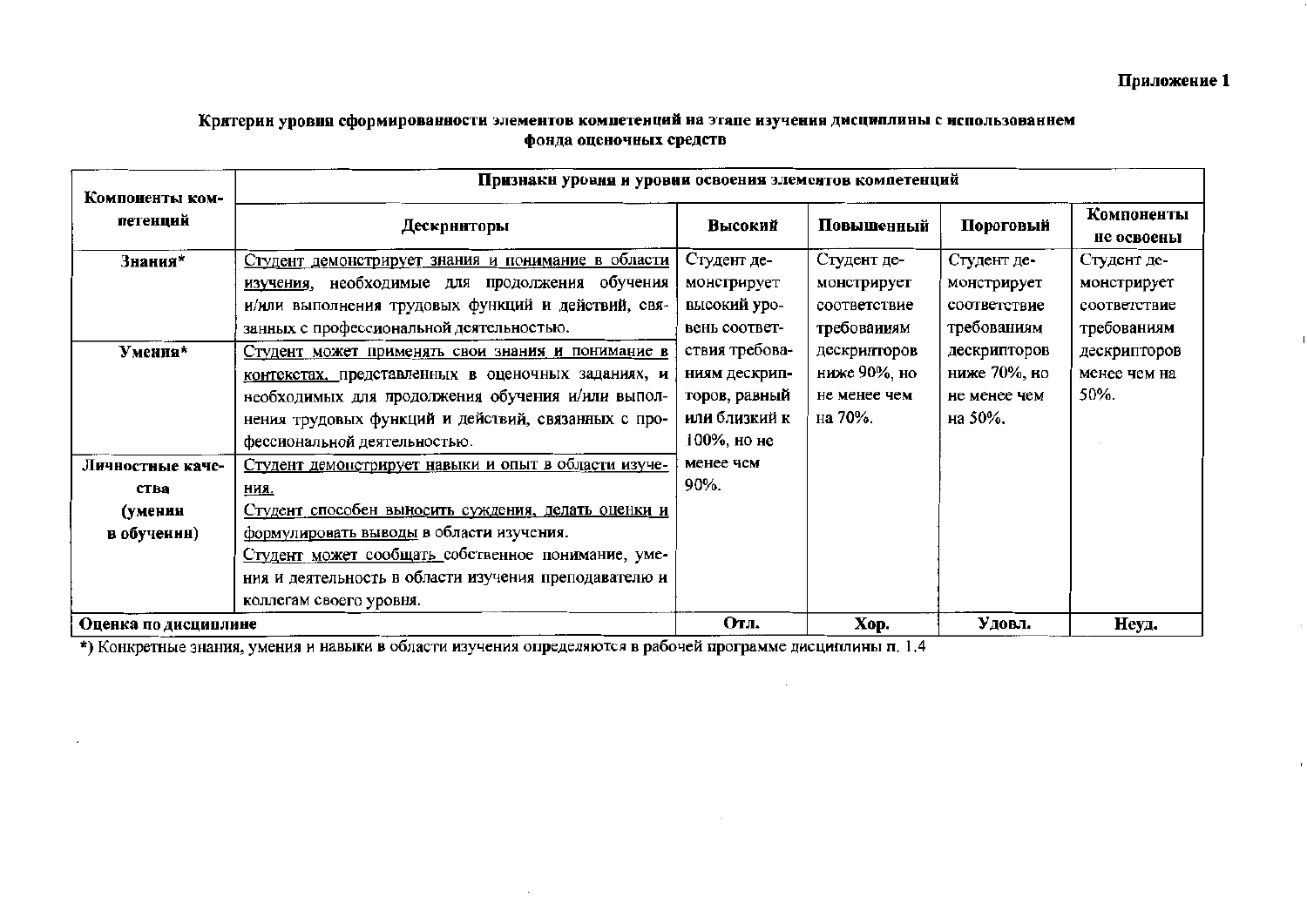**Приложение 1**

**Критерии уровня сформированности элементов компетенций на этапе изучения дисциплины с использованием фонда оценочных средств**

| Компоненты компетенций | Признаки уровня и уровни освоения элементов компетенций | | | | |
|---|---|---|---|---|---|
| | Дескрипторы | Высокий | Повышенный | Пороговый | Компоненты не освоены |
| **Знания*** | Студент демонстрирует знания и понимание в области изучения, необходимые для продолжения обучения и/или выполнения трудовых функций и действий, связанных с профессиональной деятельностью. | Студент демонстрирует высокий уровень соответствия требованиям дескрипторов, равный или близкий к 100%, но не менее чем 90%. | Студент демонстрирует соответствие требованиям дескрипторов ниже 90%, но не менее чем на 70%. | Студент демонстрирует соответствие требованиям дескрипторов ниже 70%, но не менее чем на 50%. | Студент демонстрирует соответствие требованиям дескрипторов менее чем на 50%. |
| **Умения*** | Студент может применять свои знания и понимание в контекстах, представленных в оценочных заданиях, и необходимых для продолжения обучения и/или выполнения трудовых функций и действий, связанных с профессиональной деятельностью. | | | | |
| **Личностные качества (умения в обучении)** | Студент демонстрирует навыки и опыт в области изучения. Студент способен выносить суждения, делать оценки и формулировать выводы в области изучения. Студент может сообщать собственное понимание, умения и деятельность в области изучения преподавателю и коллегам своего уровня. | | | | |
| **Оценка по дисциплине** | | **Отл.** | **Хор.** | **Удовл.** | **Неуд.** |

***)** Конкретные знания, умения и навыки в области изучения определяются в рабочей программе дисциплины п. 1.4